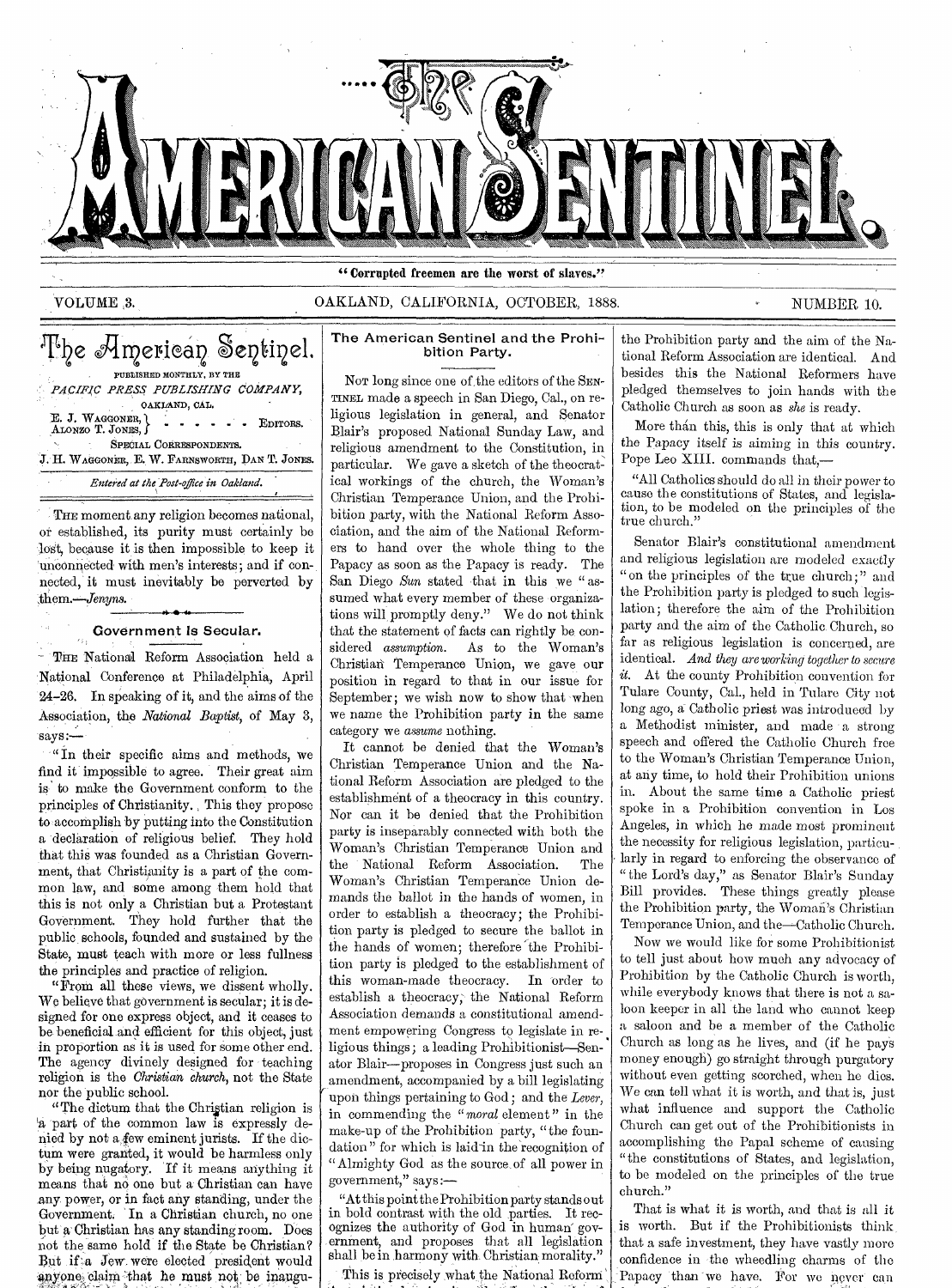# The American Sentinel.

"Corrupted freemen are the worst of slaves."

VOLUME 3. OAKLAND, CALIFORNIA, OCTOBER, 1888. NUMBER 10.

## The American Sentinel.

PUBLISHED MONTHLY, BY THE
PACIFIC PRESS PUBLISHING COMPANY,
OAKLAND, CAL.

E. J. WAGGONER, ALONZO T. JONES, EDITORS.

SPECIAL CORRESPONDENTS.
J. H. WAGGONER, E. W. FARNSWORTH, DAN T. JONES.

*Entered at the Post-office in Oakland.*

THE moment any religion becomes national, or established, its purity must certainly be lost, because it is then impossible to keep it unconnected with men's interests; and if connected, it must inevitably be perverted by them.—*Jenyns.*

### Government Is Secular.

THE National Reform Association held a National Conference at Philadelphia, April 24–26. In speaking of it, and the aims of the Association, the *National Baptist*, of May 3, says:—

"In their specific aims and methods, we find it impossible to agree. Their great aim is to make the Government conform to the principles of Christianity. This they propose to accomplish by putting into the Constitution a declaration of religious belief. They hold that this was founded as a Christian Government, that Christianity is a part of the common law, and some among them hold that this is not only a Christian but a Protestant Government. They hold further that the public schools, founded and sustained by the State, must teach with more or less fullness the principles and practice of religion.

"From all these views, we dissent wholly. We believe that government is secular; it is designed for one express object, and it ceases to be beneficial and efficient for this object, just in proportion as it is used for some other end. The agency divinely designed for teaching religion is the *Christian church*, not the State nor the public school.

"The dictum that the Christian religion is a part of the common law is expressly denied by not a few eminent jurists. If the dictum were granted, it would be harmless only by being nugatory. If it means anything it means that no one but a Christian can have any power, or in fact any standing, under the Government. In a Christian church, no one but a Christian has any standing room. Does not the same hold if the State be Christian? But if a Jew were elected president would anyone claim that he must not be inaugu-

### The American Sentinel and the Prohibition Party.

NOT long since one of the editors of the SENTINEL made a speech in San Diego, Cal., on religious legislation in general, and Senator Blair's proposed National Sunday Law, and religious amendment to the Constitution, in particular. We gave a sketch of the theocratical workings of the church, the Woman's Christian Temperance Union, and the Prohibition party, with the National Reform Association, and the aim of the National Reformers to hand over the whole thing to the Papacy as soon as the Papacy is ready. The San Diego *Sun* stated that in this we "assumed what every member of these organizations will promptly deny." We do not think that the statement of facts can rightly be considered *assumption*. As to the Woman's Christian Temperance Union, we gave our position in regard to that in our issue for September; we wish now to show that when we name the Prohibition party in the same category we *assume* nothing.

It cannot be denied that the Woman's Christian Temperance Union and the National Reform Association are pledged to the establishment of a theocracy in this country. Nor can it be denied that the Prohibition party is inseparably connected with both the Woman's Christian Temperance Union and the National Reform Association. The Woman's Christian Temperance Union demands the ballot in the hands of women, in order to establish a theocracy; the Prohibition party is pledged to secure the ballot in the hands of women; therefore the Prohibition party is pledged to the establishment of this woman-made theocracy. In order to establish a theocracy, the National Reform Association demands a constitutional amendment empowering Congress to legislate in religious things; a leading Prohibitionist—Senator Blair—proposes in Congress just such an amendment, accompanied by a bill legislating upon things pertaining to God; and the *Lever*, in commending the "*moral* element" in the make-up of the Prohibition party, "the foundation" for which is laid in the recognition of "Almighty God as the source of all power in government," says:—

"At this point the Prohibition party stands out in bold contrast with the old parties. It recognizes the authority of God in human government, and proposes that all legislation shall be in harmony with Christian morality."

This is precisely what the National Reform

the Prohibition party and the aim of the National Reform Association are identical. And besides this the National Reformers have pledged themselves to join hands with the Catholic Church as soon as *she* is ready.

More than this, this is only that at which the Papacy itself is aiming in this country. Pope Leo XIII. commands that,—

"All Catholics should do all in their power to cause the constitutions of States, and legislation, to be modeled on the principles of the true church."

Senator Blair's constitutional amendment and religious legislation are modeled exactly "on the principles of the true church;" and the Prohibition party is pledged to such legislation; therefore the aim of the Prohibition party and the aim of the Catholic Church, so far as religious legislation is concerned, are identical. *And they are working together to secure it.* At the county Prohibition convention for Tulare County, Cal., held in Tulare City not long ago, a Catholic priest was introduced by a Methodist minister, and made a strong speech and offered the Catholic Church free to the Woman's Christian Temperance Union, at any time, to hold their Prohibition unions in. About the same time a Catholic priest spoke in a Prohibition convention in Los Angeles, in which he made most prominent the necessity for religious legislation, particularly in regard to enforcing the observance of "the Lord's day," as Senator Blair's Sunday Bill provides. These things greatly please the Prohibition party, the Woman's Christian Temperance Union, and the—Catholic Church.

Now we would like for some Prohibitionist to tell just about how much any advocacy of Prohibition by the Catholic Church is worth, while everybody knows that there is not a saloon keeper in all the land who cannot keep a saloon and be a member of the Catholic Church as long as he lives, and (if he pays money enough) go straight through purgatory without even getting scorched, when he dies. We can tell what it is worth, and that is, just what influence and support the Catholic Church can get out of the Prohibitionists in accomplishing the Papal scheme of causing "the constitutions of States, and legislation, to be modeled on the principles of the true church."

That is what it is worth, and that is all it is worth. But if the Prohibitionists think that a safe investment, they have vastly more confidence in the wheedling charms of the Papacy than we have. For we never can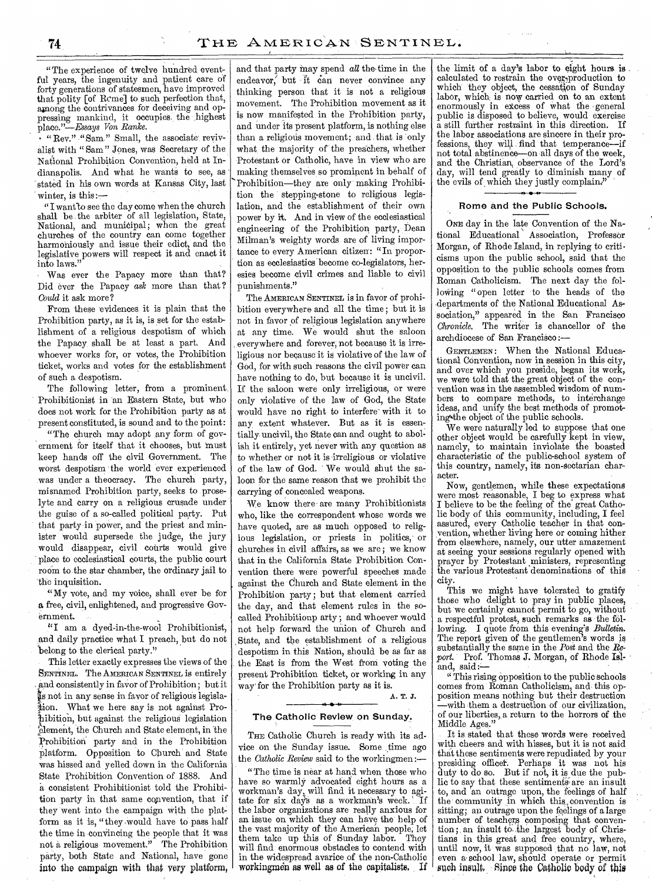"The experience of twelve hundred eventful years, the ingenuity and patient care of forty generations of statesmen, have improved that polity [of Rome] to such perfection that, among the contrivances for deceiving and oppressing mankind, it occupies the highest place."—*Essays Von Ranke.*

"Rev." "Sam." Small, the associate revivalist with "Sam" Jones, was Secretary of the National Prohibition Convention, held at Indianapolis. And what he wants to see, as stated in his own words at Kansas City, last winter, is this:—

"I want to see the day come when the church shall be the arbiter of all legislation, State, National, and municipal; when the great churches of the country can come together harmoniously and issue their edict, and the legislative powers will respect it and enact it into laws."

Was ever the Papacy more than that? Did ever the Papacy *ask* more than that? *Could* it ask more?

From these evidences it is plain that the Prohibition party, as it is, is set for the establishment of a religious despotism of which the Papacy shall be at least a part. And whoever works for, or votes, the Prohibition ticket, works and votes for the establishment of such a despotism.

The following letter, from a prominent Prohibitionist in an Eastern State, but who does not work for the Prohibition party as at present constituted, is sound and to the point:

"The church may adopt any form of government for itself that it chooses, but must keep hands off the civil Government. The worst despotism the world ever experienced was under a theocracy. The church party, misnamed Prohibition party, seeks to proselyte and carry on a religious crusade under the guise of a so-called political party. Put that party in power, and the priest and minister would supersede the judge, the jury would disappear, civil courts would give place to ecclesiastical courts, the public court room to the star chamber, the ordinary jail to the inquisition.

"My vote, and my voice, shall ever be for a free, civil, enlightened, and progressive Government.

"I am a dyed-in-the-wool Prohibitionist, and daily practice what I preach, but do not belong to the clerical party."

This letter exactly expresses the views of the SENTINEL. The AMERICAN SENTINEL is entirely and consistently in favor of Prohibition; but it is not in any sense in favor of religious legislation. What we here say is not against Prohibition, but against the religious legislation element, the Church and State element, in the Prohibition party and in the Prohibition platform. Opposition to Church and State was hissed and yelled down in the California State Prohibition Convention of 1888. And a consistent Prohibitionist told the Prohibition party in that same convention, that if they went into the campaign with the platform as it is, "they would have to pass half the time in convincing the people that it was not a religious movement." The Prohibition party, both State and National, have gone into the campaign with that very platform, and that party may spend *all* the time in the endeavor, but it can never convince any thinking person that it is not a religious movement. The Prohibition movement as it is now manifested in the Prohibition party, and under its present platform, is nothing else than a religious movement; and that is only what the majority of the preachers, whether Protestant or Catholic, have in view who are making themselves so prominent in behalf of Prohibition—they are only making Prohibition the stepping-stone to religious legislation, and the establishment of their own power by it. And in view of the ecclesiastical engineering of the Prohibition party, Dean Milman's weighty words are of living importance to every American citizen: "In proportion as ecclesiastics become co-legislators, heresies become civil crimes and liable to civil punishments."

The AMERICAN SENTINEL is in favor of prohibition everywhere and all the time; but it is not in favor of religious legislation anywhere at any time. We would shut the saloon everywhere and forever, not because it is irreligious nor because it is violative of the law of God, for with such reasons the civil power can have nothing to do, but because it is uncivil. If the saloon were only irreligious, or were only violative of the law of God, the State would have no right to interfere with it to any extent whatever. But as it is essentially uncivil, the State can and ought to abolish it entirely, yet never with any question as to whether or not it is irreligious or violative of the law of God. We would shut the saloon for the same reason that we prohibit the carrying of concealed weapons.

We know there are many Prohibitionists who, like the correspondent whose words we have quoted, are as much opposed to religious legislation, or priests in politics, or churches in civil affairs, as we are; we know that in the California State Prohibition Convention there were powerful speeches made against the Church and State element in the Prohibition party; but that element carried the day, and that element rules in the so-called Prohibitionp arty; and whoever would not help forward the union of Church and State, and the establishment of a religious despotism in this Nation, should be as far as the East is from the West from voting the present Prohibition ticket, or working in any way for the Prohibition party as it is.

A. T. J.

## The Catholic Review on Sunday.

THE Catholic Church is ready with its advice on the Sunday issue. Some time ago the *Catholic Review* said to the workingmen:—

"The time is near at hand when those who have so warmly advocated eight hours as a workman's day, will find it necessary to agitate for six days as a workman's week. If the labor organizations are really anxious for an issue on which they can have the help of the vast majority of the American people, let them take up this of Sunday labor. They will find enormous obstacles to contend with in the widespread avarice of the non-Catholic workingmen as well as of the capitalists. If the limit of a day's labor to eight hours is calculated to restrain the over-production to which they object, the cessation of Sunday labor, which is now carried on to an extent enormously in excess of what the general public is disposed to believe, would exercise a still further restraint in this direction. If the labor associations are sincere in their professions, they will find that temperance—if not total abstinence—on all days of the week, and the Christian observance of the Lord's day, will tend greatly to diminish many of the evils of which they justly complain."

## Rome and the Public Schools.

ONE day in the late Convention of the National Educational Association, Professor Morgan, of Rhode Island, in replying to criticisms upon the public school, said that the opposition to the public schools comes from Roman Catholicism. The next day the following "open letter to the heads of the departments of the National Educational Association," appeared in the San Francisco *Chronicle*. The writer is chancellor of the archdiocese of San Francisco:—

GENTLEMEN: When the National Educational Convention, now in session in this city, and over which you preside, began its work, we were told that the great object of the convention was in the assembled wisdom of numbers to compare methods, to interchange ideas, and unify the best methods of promoting the object of the public schools.

We were naturally led to suppose that one other object would be carefully kept in view, namely, to maintain inviolate the boasted characteristic of the public-school system of this country, namely, its non-sectarian character.

Now, gentlemen, while these expectations were most reasonable, I beg to express what I believe to be the feeling of the great Catholic body of this community, including, I feel assured, every Catholic teacher in that convention, whether living here or coming hither from elsewhere, namely, our utter amazement at seeing your sessions regularly opened with prayer by Protestant ministers, representing the various Protestant denominations of this city.

This we might have tolerated to gratify those who delight to pray in public places, but we certainly cannot permit to go, without a respectful protest, such remarks as the following. I quote from this evening's *Bulletin*. The report given of the gentlemen's words is substantially the same in the *Post* and the *Report*. Prof. Thomas J. Morgan, of Rhode Island, said:—

"This rising opposition to the public schools comes from Roman Catholicism, and this opposition means nothing but their destruction—with them a destruction of our civilization, of our liberties, a return to the horrors of the Middle Ages."

It is stated that these words were received with cheers and with hisses, but it is not said that these sentiments were repudiated by your presiding officer. Perhaps it was not his duty to do so. But if not, it is due the public to say that these sentiments are an insult to, and an outrage upon, the feelings of half the community in which this convention is sitting; an outrage upon the feelings of a large number of teachers composing that convention; an insult to the largest body of Christians in this great and free country, where, until now, it was supposed that no law, not even a school law, should operate or permit such insult. Since the Catholic body of this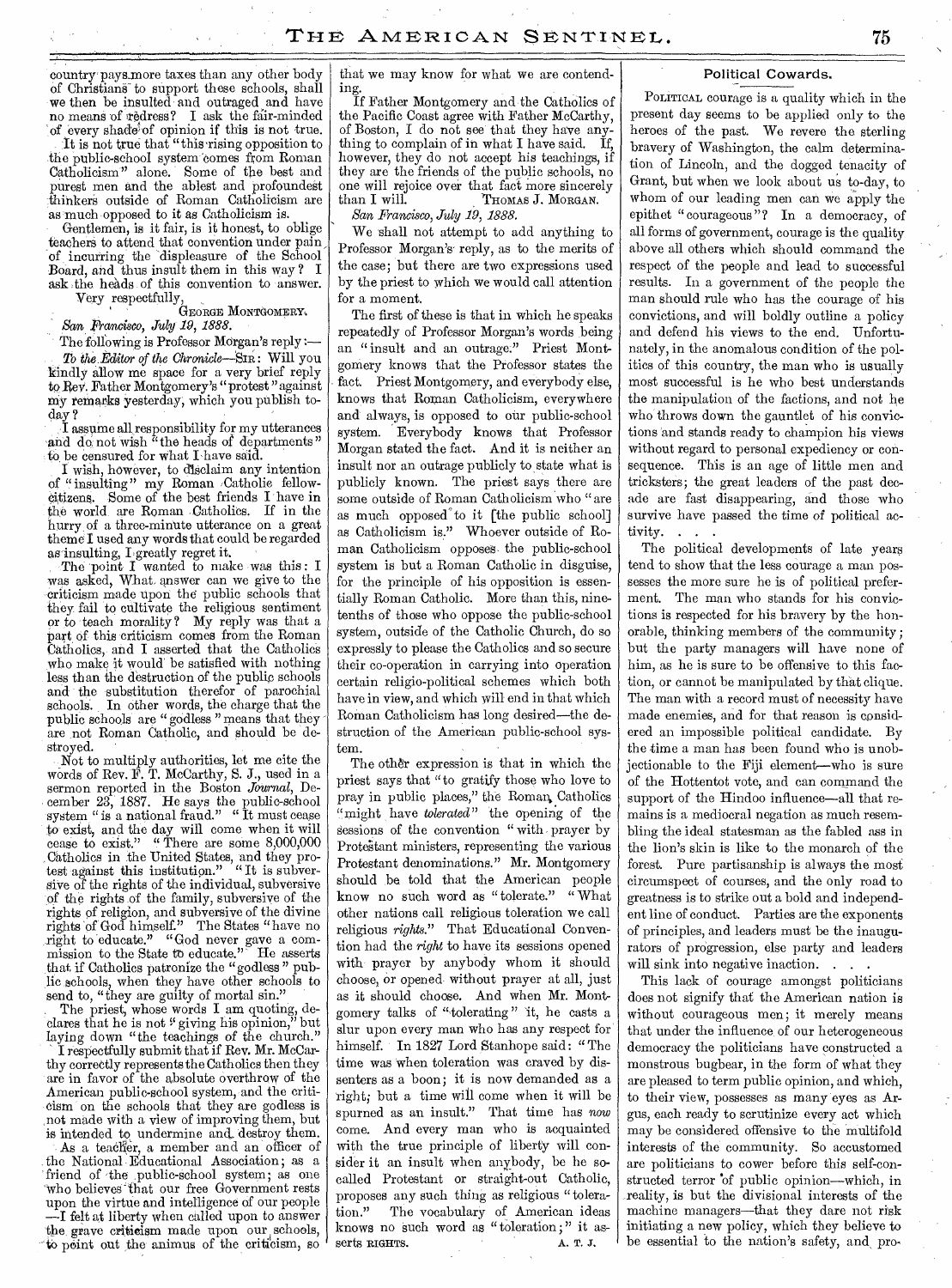country pays more taxes than any other body of Christians to support these schools, shall we then be insulted and outraged and have no means of redress? I ask the fair-minded of every shade of opinion if this is not true.

It is not true that "this rising opposition to the public-school system comes from Roman Catholicism" alone. Some of the best and purest men and the ablest and profoundest thinkers outside of Roman Catholicism are as much opposed to it as Catholicism is.

Gentlemen, is it fair, is it honest, to oblige teachers to attend that convention under pain of incurring the displeasure of the School Board, and thus insult them in this way? I ask the heads of this convention to answer.

Very respectfully,

GEORGE MONTGOMERY.

*San Francisco, July 19, 1888.*

The following is Professor Morgan's reply:—

*To the Editor of the Chronicle*—SIR: Will you kindly allow me space for a very brief reply to Rev. Father Montgomery's "protest" against my remarks yesterday, which you publish to-day?

I assume all responsibility for my utterances and do not wish "the heads of departments" to be censured for what I have said.

I wish, however, to disclaim any intention of "insulting" my Roman Catholic fellow-citizens. Some of the best friends I have in the world are Roman Catholics. If in the hurry of a three-minute utterance on a great theme I used any words that could be regarded as insulting, I greatly regret it.

The point I wanted to make was this: I was asked, What answer can we give to the criticism made upon the public schools that they fail to cultivate the religious sentiment or to teach morality? My reply was that a part of this criticism comes from the Roman Catholics, and I asserted that the Catholics who make it would be satisfied with nothing less than the destruction of the public schools and the substitution therefor of parochial schools. In other words, the charge that the public schools are "godless" means that they are not Roman Catholic, and should be destroyed.

Not to multiply authorities, let me cite the words of Rev. F. T. McCarthy, S. J., used in a sermon reported in the Boston *Journal*, December 23, 1887. He says the public-school system "is a national fraud." "It must cease to exist, and the day will come when it will cease to exist." "There are some 8,000,000 Catholics in the United States, and they protest against this institution." "It is subversive of the rights of the individual, subversive of the rights of the family, subversive of the rights of religion, and subversive of the divine rights of God himself." The States "have no right to educate." "God never gave a commission to the State to educate." He asserts that if Catholics patronize the "godless" public schools, when they have other schools to send to, "they are guilty of mortal sin."

The priest, whose words I am quoting, declares that he is not "giving his opinion," but laying down "the teachings of the church."

I respectfully submit that if Rev. Mr. McCarthy correctly represents the Catholics then they are in favor of the absolute overthrow of the American public-school system, and the criticism on the schools that they are godless is not made with a view of improving them, but is intended to undermine and destroy them.

As a teacher, a member and an officer of the National Educational Association; as a friend of the public-school system; as one who believes that our free Government rests upon the virtue and intelligence of our people—I felt at liberty when called upon to answer the grave criticism made upon our schools, to point out the animus of the criticism, so that we may know for what we are contending.

If Father Montgomery and the Catholics of the Pacific Coast agree with Father McCarthy, of Boston, I do not see that they have anything to complain of in what I have said. If, however, they do not accept his teachings, if they are the friends of the public schools, no one will rejoice over that fact more sincerely than I will.

THOMAS J. MORGAN.

*San Francisco, July 19, 1888.*

We shall not attempt to add anything to Professor Morgan's reply, as to the merits of the case; but there are two expressions used by the priest to which we would call attention for a moment.

The first of these is that in which he speaks repeatedly of Professor Morgan's words being an "insult and an outrage." Priest Montgomery knows that the Professor states the fact. Priest Montgomery, and everybody else, knows that Roman Catholicism, everywhere and always, is opposed to our public-school system. Everybody knows that Professor Morgan stated the fact. And it is neither an insult nor an outrage publicly to state what is publicly known. The priest says there are some outside of Roman Catholicism who "are as much opposed to it [the public school] as Catholicism is." Whoever outside of Roman Catholicism opposes the public-school system is but a Roman Catholic in disguise, for the principle of his opposition is essentially Roman Catholic. More than this, nine-tenths of those who oppose the public-school system, outside of the Catholic Church, do so expressly to please the Catholics and so secure their co-operation in carrying into operation certain religio-political schemes which both have in view, and which will end in that which Roman Catholicism has long desired—the destruction of the American public-school system.

The other expression is that in which the priest says that "to gratify those who love to pray in public places," the Roman Catholics "might have *tolerated*" the opening of the sessions of the convention "with prayer by Protestant ministers, representing the various Protestant denominations." Mr. Montgomery should be told that the American people know no such word as "tolerate." "What other nations call religious toleration we call religious *rights*." That Educational Convention had the *right* to have its sessions opened with prayer by anybody whom it should choose, or opened without prayer at all, just as it should choose. And when Mr. Montgomery talks of "tolerating" it, he casts a slur upon every man who has any respect for himself. In 1827 Lord Stanhope said: "The time was when toleration was craved by dissenters as a boon; it is now demanded as a right; but a time will come when it will be spurned as an insult." That time has *now* come. And every man who is acquainted with the true principle of liberty will consider it an insult when anybody, be he so-called Protestant or straight-out Catholic, proposes any such thing as religious "toleration." The vocabulary of American ideas knows no such word as "toleration;" it asserts RIGHTS.

A. T. J.

## Political Cowards.

POLITICAL courage is a quality which in the present day seems to be applied only to the heroes of the past. We revere the sterling bravery of Washington, the calm determination of Lincoln, and the dogged tenacity of Grant, but when we look about us to-day, to whom of our leading men can we apply the epithet "courageous"? In a democracy, of all forms of government, courage is the quality above all others which should command the respect of the people and lead to successful results. In a government of the people the man should rule who has the courage of his convictions, and will boldly outline a policy and defend his views to the end. Unfortunately, in the anomalous condition of the politics of this country, the man who is usually most successful is he who best understands the manipulation of the factions, and not he who throws down the gauntlet of his convictions and stands ready to champion his views without regard to personal expediency or consequence. This is an age of little men and tricksters; the great leaders of the past decade are fast disappearing, and those who survive have passed the time of political activity. . . .

The political developments of late years tend to show that the less courage a man possesses the more sure he is of political preferment. The man who stands for his convictions is respected for his bravery by the honorable, thinking members of the community; but the party managers will have none of him, as he is sure to be offensive to this faction, or cannot be manipulated by that clique. The man with a record must of necessity have made enemies, and for that reason is considered an impossible political candidate. By the time a man has been found who is unobjectionable to the Fiji element—who is sure of the Hottentot vote, and can command the support of the Hindoo influence—all that remains is a mediocral negation as much resembling the ideal statesman as the fabled ass in the lion's skin is like to the monarch of the forest. Pure partisanship is always the most circumspect of courses, and the only road to greatness is to strike out a bold and independent line of conduct. Parties are the exponents of principles, and leaders must be the inaugurators of progression, else party and leaders will sink into negative inaction. . . .

This lack of courage amongst politicians does not signify that the American nation is without courageous men; it merely means that under the influence of our heterogeneous democracy the politicians have constructed a monstrous bugbear, in the form of what they are pleased to term public opinion, and which, to their view, possesses as many eyes as Argus, each ready to scrutinize every act which may be considered offensive to the multifold interests of the community. So accustomed are politicians to cower before this self-constructed terror of public opinion—which, in reality, is but the divisional interests of the machine managers—that they dare not risk initiating a new policy, which they believe to be essential to the nation's safety, and pro-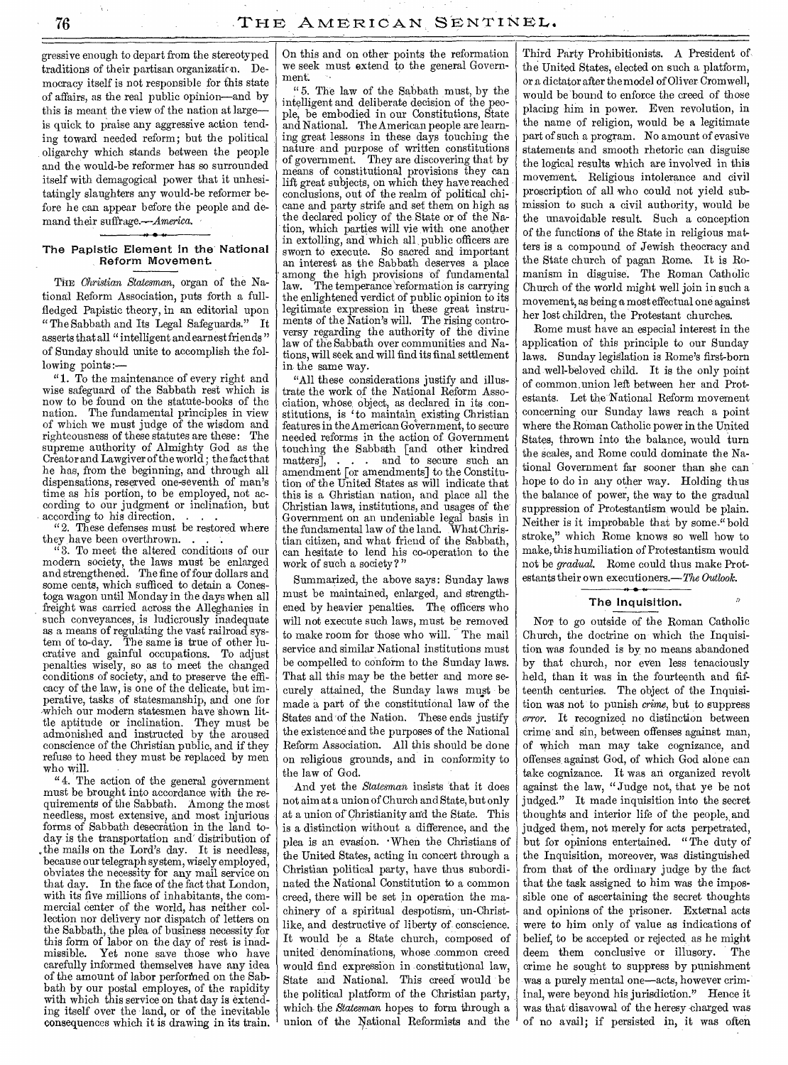gressive enough to depart from the stereotyped traditions of their partisan organization. Democracy itself is not responsible for this state of affairs, as the real public opinion—and by this is meant the view of the nation at large—is quick to praise any aggressive action tending toward needed reform; but the political oligarchy which stands between the people and the would-be reformer has so surrounded itself with demagogical power that it unhesitatingly slaughters any would-be reformer before he can appear before the people and demand their suffrage.—*America.*

## The Papistic Element in the National Reform Movement.

THE *Christian Statesman*, organ of the National Reform Association, puts forth a full-fledged Papistic theory, in an editorial upon "The Sabbath and Its Legal Safeguards." It asserts that all "intelligent and earnest friends" of Sunday should unite to accomplish the following points:—

"1. To the maintenance of every right and wise safeguard of the Sabbath rest which is now to be found on the statute-books of the nation. The fundamental principles in view of which we must judge of the wisdom and righteousness of these statutes are these: The supreme authority of Almighty God as the Creator and Lawgiver of the world; the fact that he has, from the beginning, and through all dispensations, reserved one-seventh of man's time as his portion, to be employed, not according to our judgment or inclination, but according to his direction. . . .

"2. These defenses must be restored where they have been overthrown. . . .

"3. To meet the altered conditions of our modern society, the laws must be enlarged and strengthened. The fine of four dollars and some cents, which sufficed to detain a Conestoga wagon until Monday in the days when all freight was carried across the Alleghanies in such conveyances, is ludicrously inadequate as a means of regulating the vast railroad system of to-day. The same is true of other lucrative and gainful occupations. To adjust penalties wisely, so as to meet the changed conditions of society, and to preserve the efficacy of the law, is one of the delicate, but imperative, tasks of statesmanship, and one for which our modern statesmen have shown little aptitude or inclination. They must be admonished and instructed by the aroused conscience of the Christian public, and if they refuse to heed they must be replaced by men who will.

"4. The action of the general government must be brought into accordance with the requirements of the Sabbath. Among the most needless, most extensive, and most injurious forms of Sabbath desecration in the land to-day is the transportation and distribution of the mails on the Lord's day. It is needless, because our telegraph system, wisely employed, obviates the necessity for any mail service on that day. In the face of the fact that London, with its five millions of inhabitants, the commercial center of the world, has neither collection nor delivery nor dispatch of letters on the Sabbath, the plea of business necessity for this form of labor on the day of rest is inadmissible. Yet none save those who have carefully informed themselves have any idea of the amount of labor performed on the Sabbath by our postal employes, of the rapidity with which this service on that day is extending itself over the land, or of the inevitable consequences which it is drawing in its train. On this and on other points the reformation we seek must extend to the general Government.

"5. The law of the Sabbath must, by the intelligent and deliberate decision of the people, be embodied in our Constitutions, State and National. The American people are learning great lessons in these days touching the nature and purpose of written constitutions of government. They are discovering that by means of constitutional provisions they can lift great subjects, on which they have reached conclusions, out of the realm of political chicane and party strife and set them on high as the declared policy of the State or of the Nation, which parties will vie with one another in extolling, and which all public officers are sworn to execute. So sacred and important an interest as the Sabbath deserves a place among the high provisions of fundamental law. The temperance reformation is carrying the enlightened verdict of public opinion to its legitimate expression in these great instruments of the Nation's will. The rising controversy regarding the authority of the divine law of the Sabbath over communities and Nations, will seek and will find its final settlement in the same way.

"All these considerations justify and illustrate the work of the National Reform Association, whose object, as declared in its constitutions, is 'to maintain existing Christian features in the American Government, to secure needed reforms in the action of Government touching the Sabbath [and other kindred matters], . . . and to secure such an amendment [or amendments] to the Constitution of the United States as will indicate that this is a Christian nation, and place all the Christian laws, institutions, and usages of the Government on an undeniable legal basis in the fundamental law of the land. What Christian citizen, and what friend of the Sabbath, can hesitate to lend his co-operation to the work of such a society?"

Summarized, the above says: Sunday laws must be maintained, enlarged, and strengthened by heavier penalties. The officers who will not execute such laws, must be removed to make room for those who will. The mail service and similar National institutions must be compelled to conform to the Sunday laws. That all this may be the better and more securely attained, the Sunday laws must be made a part of the constitutional law of the States and of the Nation. These ends justify the existence and the purposes of the National Reform Association. All this should be done on religious grounds, and in conformity to the law of God.

And yet the *Statesman* insists that it does not aim at a union of Church and State, but only at a union of Christianity and the State. This is a distinction without a difference, and the plea is an evasion. When the Christians of the United States, acting in concert through a Christian political party, have thus subordinated the National Constitution to a common creed, there will be set in operation the machinery of a spiritual despotism, un-Christlike, and destructive of liberty of conscience. It would be a State church, composed of united denominations, whose common creed would find expression in constitutional law, State and National. This creed would be the political platform of the Christian party, which the *Statesman* hopes to form through a union of the National Reformists and the Third Party Prohibitionists. A President of the United States, elected on such a platform, or a dictator after the model of Oliver Cromwell, would be bound to enforce the creed of those placing him in power. Even revolution, in the name of religion, would be a legitimate part of such a program. No amount of evasive statements and smooth rhetoric can disguise the logical results which are involved in this movement. Religious intolerance and civil proscription of all who could not yield submission to such a civil authority, would be the unavoidable result. Such a conception of the functions of the State in religious matters is a compound of Jewish theocracy and the State church of pagan Rome. It is Romanism in disguise. The Roman Catholic Church of the world might well join in such a movement, as being a most effectual one against her lost children, the Protestant churches.

Rome must have an especial interest in the application of this principle to our Sunday laws. Sunday legislation is Rome's first-born and well-beloved child. It is the only point of common union left between her and Protestants. Let the National Reform movement concerning our Sunday laws reach a point where the Roman Catholic power in the United States, thrown into the balance, would turn the scales, and Rome could dominate the National Government far sooner than she can hope to do in any other way. Holding thus the balance of power, the way to the gradual suppression of Protestantism would be plain. Neither is it improbable that by some "bold stroke," which Rome knows so well how to make, this humiliation of Protestantism would not be *gradual*. Rome could thus make Protestants their own executioners.—*The Outlook.*

## The Inquisition.

NOT to go outside of the Roman Catholic Church, the doctrine on which the Inquisition was founded is by no means abandoned by that church, nor even less tenaciously held, than it was in the fourteenth and fifteenth centuries. The object of the Inquisition was not to punish *crime*, but to suppress *error*. It recognized no distinction between crime and sin, between offenses against man, of which man may take cognizance, and offenses against God, of which God alone can take cognizance. It was an organized revolt against the law, "Judge not, that ye be not judged." It made inquisition into the secret thoughts and interior life of the people, and judged them, not merely for acts perpetrated, but for opinions entertained. "The duty of the Inquisition, moreover, was distinguished from that of the ordinary judge by the fact that the task assigned to him was the impossible one of ascertaining the secret thoughts and opinions of the prisoner. External acts were to him only of value as indications of belief, to be accepted or rejected as he might deem them conclusive or illusory. The crime he sought to suppress by punishment was a purely mental one—acts, however criminal, were beyond his jurisdiction." Hence it was that disavowal of the heresy charged was of no avail; if persisted in, it was often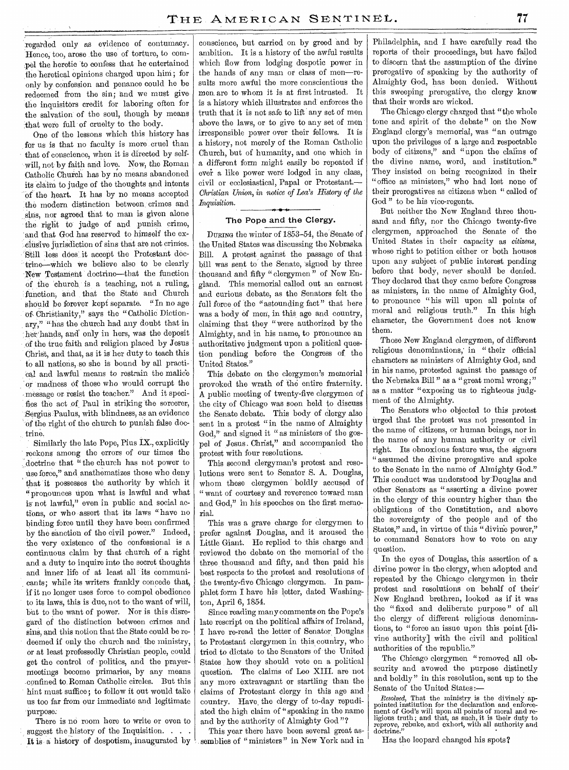regarded only as evidence of contumacy. Hence, too, arose the use of torture, to compel the heretic to confess that he entertained the heretical opinions charged upon him; for only by confession and penance could he be redeemed from the sin; and we must give the inquisitors credit for laboring often for the salvation of the soul, though by means that were full of cruelty to the body.

One of the lessons which this history has for us is that no faculty is more cruel than that of conscience, when it is directed by self-will, not by faith and love. Now, the Roman Catholic Church has by no means abandoned its claim to judge of the thoughts and intents of the heart. It has by no means accepted the modern distinction between crimes and sins, nor agreed that to man is given alone the right to judge of and punish crime, and that God has reserved to himself the exclusive jurisdiction of sins that are not crimes. Still less does it accept the Protestant doctrine—which we believe also to be clearly New Testament doctrine—that the function of the church is a teaching, not a ruling, function, and that the State and Church should be forever kept separate. "In no age of Christianity," says the "Catholic Dictionary," "has the church had any doubt that in her hands, and only in hers, was the deposit of the true faith and religion placed by Jesus Christ, and that, as it is her duty to teach this to all nations, so she is bound by all practical and lawful means to restrain the malice or madness of those who would corrupt the message or resist the teacher." And it specifies the act of Paul in striking the sorcerer, Sergius Paulus, with blindness, as an evidence of the right of the church to punish false doctrine.

Similarly the late Pope, Pius IX., explicitly reckons among the errors of our times the doctrine that "the church has not power to use force," and anathematizes those who deny that it possesses the authority by which it "pronounces upon what is lawful and what is not lawful," even in public and social actions, or who assert that its laws "have no binding force until they have been confirmed by the sanction of the civil power." Indeed, the very existence of the confessional is a continuous claim by that church of a right and a duty to inquire into the secret thoughts and inner life of at least all its communicants; while its writers frankly concede that, if it no longer uses force to compel obedience to its laws, this is due, not to the want of will, but to the want of power. Nor is this disregard of the distinction between crimes and sins, and this notion that the State could be redeemed if only the church and the ministry, or at least professedly Christian people, could get the control of politics, and the prayer-meetings become primaries, by any means confined to Roman Catholic circles. But this hint must suffice; to follow it out would take us too far from our immediate and legitimate purpose.

There is no room here to write or even to suggest the history of the Inquisition. . . . It is a history of despotism, inaugurated by conscience, but carried on by greed and by ambition. It is a history of the awful results which flow from lodging despotic power in the hands of any man or class of men—results more awful the more conscientious the men are to whom it is at first intrusted. It is a history which illustrates and enforces the truth that it is not safe to lift any set of men above the laws, or to give to any set of men irresponsible power over their fellows. It is a history, not merely of the Roman Catholic Church, but of humanity, and one which in a different form might easily be repeated if ever a like power were lodged in any class, civil or ecclesiastical, Papal or Protestant.—*Christian Union, in notice of Lea's History of the Inquisition.*

## The Pope and the Clergy.

During the winter of 1853–54, the Senate of the United States was discussing the Nebraska Bill. A protest against the passage of that bill was sent to the Senate, signed by three thousand and fifty "clergymen" of New England. This memorial called out an earnest and curious debate, as the Senators felt the full force of the "astounding fact" that here was a body of men, in this age and country, claiming that they "were authorized by the Almighty, and in his name, to pronounce an authoritative judgment upon a political question pending before the Congress of the United States."

This debate on the clergymen's memorial provoked the wrath of the entire fraternity. A public meeting of twenty-five clergymen of the city of Chicago was soon held to discuss the Senate debate. This body of clergy also sent in a protest "in the name of Almighty God," and signed it "as ministers of the gospel of Jesus Christ," and accompanied the protest with four resolutions.

This second clergyman's protest and resolutions were sent to Senator S. A. Douglas, whom these clergymen boldly accused of "want of courtesy and reverence toward man and God," in his speeches on the first memorial.

This was a grave charge for clergymen to prefer against Douglas, and it aroused the Little Giant. He replied to this charge and reviewed the debate on the memorial of the three thousand and fifty, and then paid his best respects to the protest and resolutions of the twenty-five Chicago clergymen. In pamphlet form I have his letter, dated Washington, April 6, 1854.

Since reading many comments on the Pope's late rescript on the political affairs of Ireland, I have re-read the letter of Senator Douglas to Protestant clergymen in this country, who tried to dictate to the Senators of the United States how they should vote on a political question. The claims of Leo XIII. are not any more extravagant or startling than the claims of Protestant clergy in this age and country. Have the clergy of to-day repudiated the high claim of "speaking in the name and by the authority of Almighty God"?

This year there have been several great assemblies of "ministers" in New York and in Philadelphia, and I have carefully read the reports of their proceedings, but have failed to discern that the assumption of the divine prerogative of speaking by the authority of Almighty God, has been denied. Without this sweeping prerogative, the clergy know that their words are wicked.

The Chicago clergy charged that "the whole tone and spirit of the debate" on the New England clergy's memorial, was "an outrage upon the privileges of a large and respectable body of citizens," and "upon the claims of the divine name, word, and institution." They insisted on being recognized in their "office as ministers," who had lost none of their prerogatives as citizens when "called of God" to be his vice-regents.

But neither the New England three thousand and fifty, nor the Chicago twenty-five clergymen, approached the Senate of the United States in their capacity as *citizens*, whose right to petition either or both houses upon any subject of public interest pending before that body, never should be denied. They declared that they came before Congress as ministers, in the name of Almighty God, to pronounce "his will upon all points of moral and religious truth." In this high character, the Government does not know them.

Those New England clergymen, of different religious denominations, in "their official characters as ministers of Almighty God, and in his name, protested against the passage of the Nebraska Bill" as a "great moral wrong;" as a matter "exposing us to righteous judgment of the Almighty.

The Senators who objected to this protest urged that the protest was not presented in the name of citizens, or human beings, nor in the name of any human authority or civil right. Its obnoxious feature was, the signers "assumed the divine prerogative and spoke to the Senate in the name of Almighty God." This conduct was understood by Douglas and other Senators as "asserting a divine power in the clergy of this country higher than the obligations of the Constitution, and above the sovereignty of the people and of the States," and, in virtue of this "divine power," to command Senators how to vote on any question.

In the eyes of Douglas, this assertion of a divine power in the clergy, when adopted and repeated by the Chicago clergymen in their protest and resolutions on behalf of their New England brethren, looked as if it was the "fixed and deliberate purpose" of all the clergy of different religious denominations, to "force an issue upon this point [divine authority] with the civil and political authorities of the republic."

The Chicago clergymen "removed all obscurity and avowed the purpose distinctly and boldly" in this resolution, sent up to the Senate of the United States:—

*Resolved*, That the ministry is the divinely appointed institution for the declaration and enforcement of God's will upon all points of moral and religious truth; and that, as such, it is their duty to reprove, rebuke, and exhort, with all authority and doctrine."

Has the leopard changed his spots?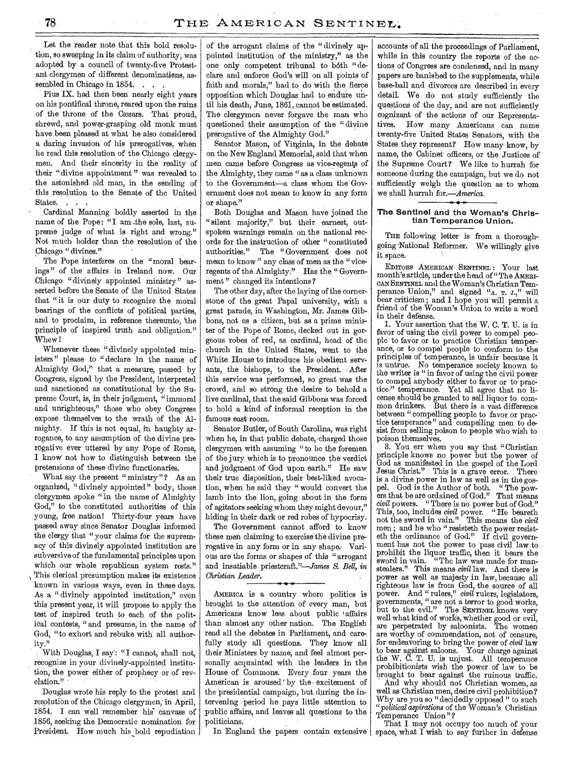Let the reader note that this bold resolution, so sweeping in its claim of authority, was adopted by a council of twenty-five Protestant clergymen of different denominatiens, assembled in Chicago in 1854. . . .

Pius IX. had then been nearly eight years on his pontifical throne, reared upon the ruins of the throne of the Cæsars. That proud, shrewd, and power-grasping old monk must have been pleased at what he also considered a daring invasion of his prerogatives, when he read this resolution of the Chicago clergymen. And their sincerity in the reality of their "divine appointment" was revealed to the astonished old man, in the sending of this resolution to the Senate of the United States. . . .

Cardinal Manning boldly asserted in the name of the Pope: "I am the sole, last, supreme judge of what is right and wrong." Not much bolder than the resolution of the Chicago "divines."

The Pope interferes on the "moral bearings" of the affairs in Ireland now. Our Chicago "divinely appointed ministry" asserted before the Senate of the United States that "it is our duty to recognize the moral bearings of the conflicts of political parties, and to proclaim, in reference thereunto, the principle of inspired truth and obligation." Whew!

Whenever these "divinely appointed ministers" please to "declare in the name of Almighty God," that a measure, passed by Congress, signed by the President, interpreted and sanctioned as constitutional by the Supreme Court, is, in their judgment, "immoral and unrighteous," those who obey Congress expose themselves to the wrath of the Almighty. If this is not equal, in haughty arrogance, to any assumption of the divine prerogative ever uttered by any Pope of Rome, I know not how to distinguish between the pretensions of these divine functionaries.

What say the present "ministry"? As an organized, "divinely appointed" body, those clergymen spoke "in the name of Almighty God," to the constituted authorities of this young, free nation! Thirty-four years have passed away since Senator Douglas informed the clergy that "your claims for the supremacy of this divinely appointed institution are subversive of the fundamental principles upon which our whole republican system rests." This clerical presumption makes its existence known in various ways, even in these days. As a "divinely appointed institution," even this present year, it will propose to apply the test of inspired truth to each of the political contests, "and presume, in the name of God, "to exhort and rebuke with all authority."

With Douglas, I say: "I cannot, shall not, recognize in your divinely-appointed institution, the power either of prophecy or of revelation."

Douglas wrote his reply to the protest and resolution of the Chicago clergymen, in April, 1854. I can well remember his canvass of 1856, seeking the Democratic nomination for President. How much his bold repudiation of the arrogant claims of the "divinely appointed institution of the ministry," as the one only competent tribunal to both "declare and enforce God's will on all points of faith and morals," had to do with the fierce opposition which Douglas had to endure until his death, June, 1861, cannot be estimated. The clergymen never forgave the man who questioned their assumption of the "divine prerogative of the Almighty God."

Senator Mason, of Virginia, in the debate on the New England Memorial, said that when men came before Congress as vice-regents of the Almighty, they came "as a class unknown to the Government—a class whom the Government does not mean to know in any form or shape."

Both Douglas and Mason have joined the "silent majority," but their earnest, outspoken warnings remain on the national records for the instruction of other "constituted authorities." The "Government does not mean to know" any class of men as the "vice-regents of the Almighty." Has the "Government" changed its intentions?

The other day, after the laying of the cornerstone of the great Papal university, with a great parade, in Washington, Mr. James Gibbons, not as a citizen, but as a prime minister of the Pope of Rome, decked out in gorgeous robes of red, as cardinal, head of the church in the United States, went to the White House to introduce his obedient servants, the bishops, to the President. After this service was performed, so great was the crowd, and so strong the desire to behold a live cardinal, that the said Gibbons was forced to hold a kind of informal reception in the famous east room.

Senator Butler, of South Carolina, was right when he, in that public debate, charged those clergymen with assuming "to be the foremen of the jury which is to pronounce the verdict and judgment of God upon earth." He saw their true disposition, their best-liked avocation, when he said they "would convert the lamb into the lion, going about in the form of agitators seeking whom they might devour," hiding in their dark or red robes of hypocrisy.

The Government cannot afford to know these men claiming to exercise the divine prerogative in any form or in any shape. Various are the forms or shapes of this "arrogant and insatiable priestcraft."—*James S. Bell, in Christian Leader.*

---

AMERICA is a country where politics is brought to the attention of every man, but Americans know less about public affairs than almost any other nation. The English read all the debates in Parliament, and carefully study all questions. They know all their Ministers by name, and feel almost personally acquainted with the leaders in the House of Commons. Every four years the American is aroused by the excitement of the presidential campaign, but during the intervening period he pays little attention to public affairs, and leaves all questions to the politicians.

In England the papers contain extensive accounts of all the proceedings of Parliament, while in this country the reports of the actions of Congress are condensed, and in many papers are banished to the supplements, while base-ball and divorces are described in every detail. We do not study sufficiently the questions of the day, and are not sufficiently cognizant of the actions of our Representatives. How many Americans can name twenty-five United States Senators, with the States they represent? How many know, by name, the Cabinet officers, or the Justices of the Supreme Court? We like to hurrah for someone during the campaign, but we do not sufficiently weigh the question as to whom we shall hurrah for.—*America.*

## The Sentinel and the Woman's Christian Temperance Union.

THE following letter is from a thorough-going National Reformer. We willingly give it space.

EDITORS AMERICAN SENTINEL: Your last month's article, under the head of "The AMERICAN SENTINEL and the Woman's Christian Temperance Union," and signed "A. T. J.," will bear criticism; and I hope you will permit a friend of the Woman's Union to write a word in their defense.

1. Your assertion that the W. C. T. U. is in favor of using the civil power to compel people to favor or to practice Christian temperance, or to compel people to conform to the principles of temperance, is unfair because it is untrue. No temperance society known to the writer is "in favor of using the civil power to compel anybody either to favor or to practice" temperance. Yet all agree that no license should be granted to sell liquor to common drinkers. But there is a vast difference between "compelling people to favor or practice temperance" and compelling men to desist from selling poison to people who wish to poison themselves.

3. You err when you say that "Christian principle knows no power but the power of God as manifested in the gospel of the Lord Jesus Christ." This is a grave error. There is a divine power in law as well as in the gospel. God is the Author of both. "The powers that be are ordained of God." That means *civil* powers. "There is no power but of God." This, too, includes *civil* power. "He beareth not the sword in vain." This means the *civil* men; and he who "resisteth the power resisteth the ordinance of God." If civil government has not the power to pass civil law to prohibit the liquor traffic, then it bears the sword in vain. "The law was made for man-stealers." This means *civil* law. And there is power as well as majesty in law, because all righteous law is from God, the source of all power. And "rulers," *civil* rulers, legislators, governments, "are not a terror to good works, but to the evil." The SENTINEL knows very well what kind of works, whether good or evil, are perpetrated by saloonists. The women are worthy of commendation, not of censure, for endeavoring to bring the power of *civil* law to bear against saloons. Your charge against the W. C. T. U. is unjust. All temperance prohibitionists wish the power of law to be brought to bear against the ruinous traffic.

And why should not Christian women, as well as Christian men, desire civil prohibition? Why are you so "decidedly opposed" to such "*political aspirations* of the Woman's Christian Temperance Union"?

That I may not occupy too much of your space, what I wish to say further in defense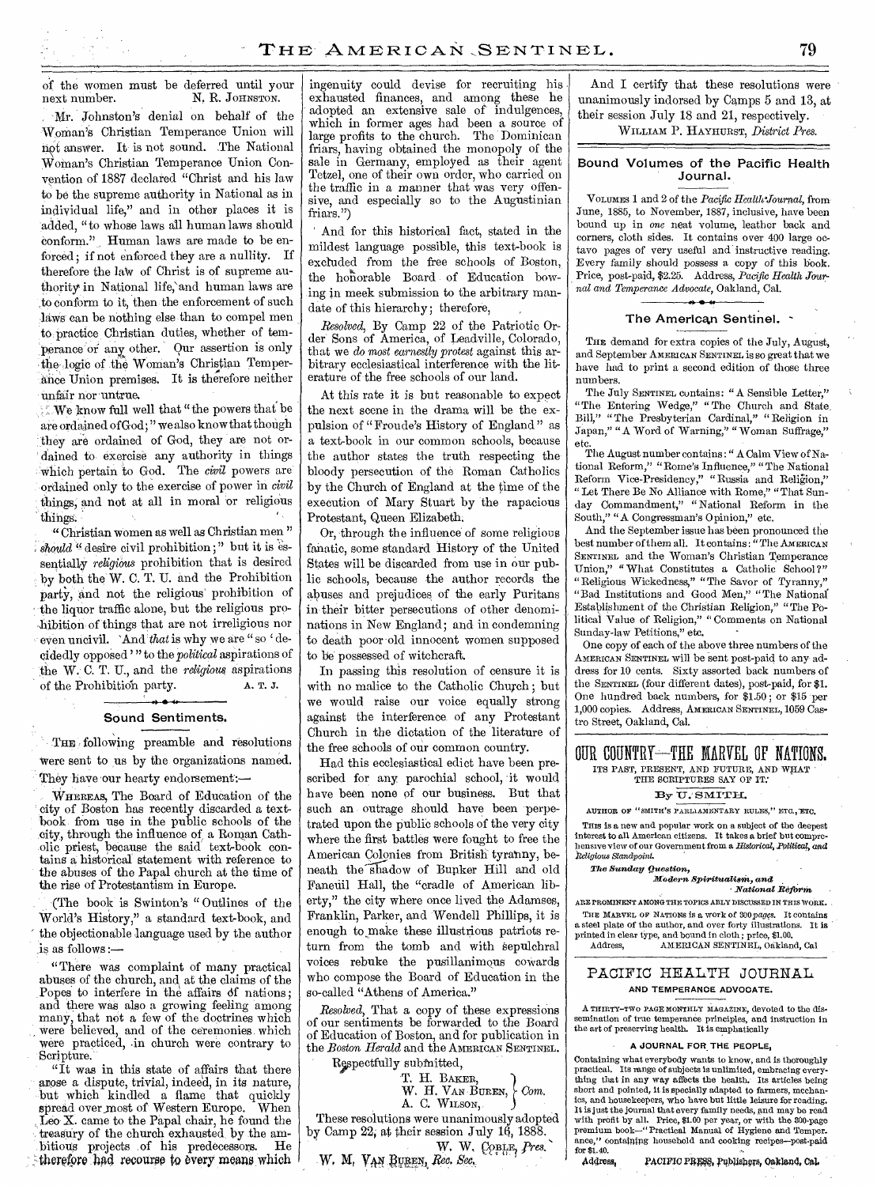of the women must be deferred until your next number. N. R. JOHNSTON.

Mr. Johnston's denial on behalf of the Woman's Christian Temperance Union will not answer. It is not sound. The National Woman's Christian Temperance Union Convention of 1887 declared "Christ and his law to be the supreme authority in National as in individual life," and in other places it is added, "to whose laws all human laws should conform." Human laws are made to be enforced; if not enforced they are a nullity. If therefore the law of Christ is of supreme authority in National life, and human laws are to conform to it, then the enforcement of such laws can be nothing else than to compel men to practice Christian duties, whether of temperance or any other. Our assertion is only the logic of the Woman's Christian Temperance Union premises. It is therefore neither unfair nor untrue.

We know full well that "the powers that be are ordained of God;" we also know that though they are ordained of God, they are not ordained to exercise any authority in things which pertain to God. The *civil* powers are ordained only to the exercise of power in *civil* things, and not at all in moral or religious things.

"Christian women as well as Christian men" *should* "desire civil prohibition;" but it is essentially *religious* prohibition that is desired by both the W. C. T. U. and the Prohibition party, and not the religious prohibition of the liquor traffic alone, but the religious prohibition of things that are not irreligious nor even uncivil. And *that* is why we are "so 'decidedly opposed'" to the *political* aspirations of the W. C. T. U., and the *religious* aspirations of the Prohibition party. A. T. J.

### Sound Sentiments.

THE following preamble and resolutions were sent to us by the organizations named. They have our hearty endorsement:—

WHEREAS, The Board of Education of the city of Boston has recently discarded a textbook from use in the public schools of the city, through the influence of a Roman Catholic priest, because the said text-book contains a historical statement with reference to the abuses of the Papal church at the time of the rise of Protestantism in Europe.

(The book is Swinton's "Outlines of the World's History," a standard text-book, and the objectionable language used by the author is as follows:—

"There was complaint of many practical abuses of the church, and at the claims of the Popes to interfere in the affairs of nations; and there was also a growing feeling among many, that not a few of the doctrines which were believed, and of the ceremonies which were practiced, in church were contrary to Scripture.

"It was in this state of affairs that there arose a dispute, trivial, indeed, in its nature, but which kindled a flame that quickly spread over most of Western Europe. When Leo X. came to the Papal chair, he found the treasury of the church exhausted by the ambitious projects of his predecessors. He therefore had recourse to every means which ingenuity could devise for recruiting his exhausted finances, and among these he adopted an extensive sale of indulgences, which in former ages had been a source of large profits to the church. The Dominican friars, having obtained the monopoly of the sale in Germany, employed as their agent Tetzel, one of their own order, who carried on the traffic in a manner that was very offensive, and especially so to the Augustinian friars.")

And for this historical fact, stated in the mildest language possible, this text-book is excluded from the free schools of Boston, the honorable Board of Education bowing in meek submission to the arbitrary mandate of this hierarchy; therefore,

*Resolved*, By Camp 22 of the Patriotic Order Sons of America, of Leadville, Colorado, that we *do most earnestly protest* against this arbitrary ecclesiastical interference with the literature of the free schools of our land.

At this rate it is but reasonable to expect the next scene in the drama will be the expulsion of "Froude's History of England" as a text-book in our common schools, because the author states the truth respecting the bloody persecution of the Roman Catholics by the Church of England at the time of the execution of Mary Stuart by the rapacious Protestant, Queen Elizabeth.

Or, through the influence of some religious fanatic, some standard History of the United States will be discarded from use in our public schools, because the author records the abuses and prejudices of the early Puritans in their bitter persecutions of other denominations in New England; and in condemning to death poor old innocent women supposed to be possessed of witchcraft.

In passing this resolution of censure it is with no malice to the Catholic Church; but we would raise our voice equally strong against the interference of any Protestant Church in the dictation of the literature of the free schools of our common country.

Had this ecclesiastical edict have been prescribed for any parochial school, it would have been none of our business. But that such an outrage should have been perpetrated upon the public schools of the very city where the first battles were fought to free the American Colonies from British tyranny, beneath the shadow of Bunker Hill and old Faneuil Hall, the "cradle of American liberty," the city where once lived the Adamses, Franklin, Parker, and Wendell Phillips, it is enough to make these illustrious patriots return from the tomb and with sepulchral voices rebuke the pusillanimous cowards who compose the Board of Education in the so-called "Athens of America."

*Resolved*, That a copy of these expressions of our sentiments be forwarded to the Board of Education of Boston, and for publication in the *Boston Herald* and the AMERICAN SENTINEL.

Respectfully submitted,

T. H. BAKER,
W. H. VAN BUREN, } *Com.*
A. C. WILSON,

These resolutions were unanimously adopted by Camp 22, at their session July 16, 1888.

W. W. COBLE, *Pres.*
W. M. VAN BUREN, *Rec. Sec.*

And I certify that these resolutions were unanimously indorsed by Camps 5 and 13, at their session July 18 and 21, respectively.

WILLIAM P. HAYHURST, *District Pres.*

### Bound Volumes of the Pacific Health Journal.

VOLUMES 1 and 2 of the *Pacific Health Journal*, from June, 1885, to November, 1887, inclusive, have been bound up in *one* neat volume, leather back and corners, cloth sides. It contains over 400 large octavo pages of very useful and instructive reading. Every family should possess a copy of this book. Price, post-paid, $2.25. Address, *Pacific Health Journal and Temperance Advocate*, Oakland, Cal.

### The American Sentinel.

THE demand for extra copies of the July, August, and September AMERICAN SENTINEL is so great that we have had to print a second edition of those three numbers.

The July SENTINEL contains: "A Sensible Letter," "The Entering Wedge," "The Church and State Bill," "The Presbyterian Cardinal," "Religion in Japan," "A Word of Warning," "Woman Suffrage," etc.

The August number contains: "A Calm View of National Reform," "Rome's Influence," "The National Reform Vice-Presidency," "Russia and Religion," "Let There Be No Alliance with Rome," "That Sunday Commandment," "National Reform in the South," "A Congressman's Opinion," etc.

And the September issue has been pronounced the best number of them all. It contains: "The AMERICAN SENTINEL and the Woman's Christian Temperance Union," "What Constitutes a Catholic School?" "Religious Wickedness," "The Savor of Tyranny," "Bad Institutions and Good Men," "The National Establishment of the Christian Religion," "The Political Value of Religion," "Comments on National Sunday-law Petitions," etc.

One copy of each of the above three numbers of the AMERICAN SENTINEL will be sent post-paid to any address for 10 cents. Sixty assorted back numbers of the SENTINEL (four different dates), post-paid, for $1. One hundred back numbers, for $1.50; or $15 per 1,000 copies. Address, AMERICAN SENTINEL, 1059 Castro Street, Oakland, Cal.

## OUR COUNTRY—THE MARVEL OF NATIONS.

ITS PAST, PRESENT, AND FUTURE, AND WHAT THE SCRIPTURES SAY OF IT.

By U. SMITH.

AUTHOR OF "SMITH'S PARLIAMENTARY RULES," ETC., ETC.

THIS is a new and popular work on a subject of the deepest interest to all American citizens. It takes a brief but comprehensive view of our Government from a *Historical, Political, and Religious Standpoint.*

*The Sunday Question,*
*Modern Spiritualism, and*
*National Reform*

ARE PROMINENT AMONG THE TOPICS ABLY DISCUSSED IN THIS WORK.

THE MARVEL OF NATIONS is a work of 300 *pages*. It contains a steel plate of the author, and over forty illustrations. It is printed in clear type, and bound in cloth; price, $1.00.

Address, AMERICAN SENTINEL, Oakland, Cal

## PACIFIC HEALTH JOURNAL

AND TEMPERANCE ADVOCATE.

A THIRTY-TWO PAGE MONTHLY MAGAZINE, devoted to the dissemination of true temperance principles, and instruction in the art of preserving health. It is emphatically

A JOURNAL FOR THE PEOPLE,

Containing what everybody wants to know, and is thoroughly practical. Its range of subjects is unlimited, embracing everything that in any way affects the health. Its articles being short and pointed, it is especially adapted to farmers, mechanics, and housekeepers, who have but little leisure for reading. It is just the journal that every family needs, and may be read with profit by all. Price, $1.00 per year, or with the 300-page premium book—"Practical Manual of Hygiene and Temperance," containing household and cooking recipes—post-paid for $1.40.

Address, PACIFIC PRESS, Publishers, Oakland, Cal.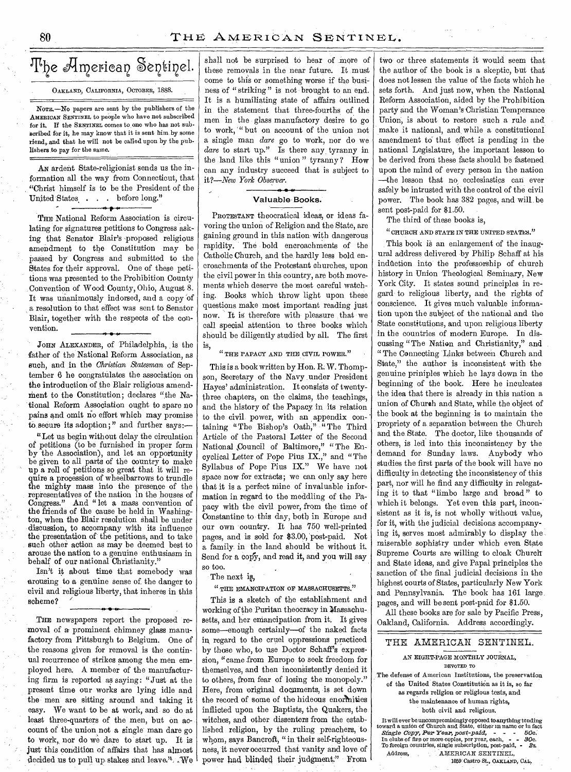# The American Sentinel.

OAKLAND, CALIFORNIA, OCTOBER, 1888.

NOTE.—No papers are sent by the publishers of the AMERICAN SENTINEL to people who have not subscribed for it. If the SENTINEL comes to one who has not subscribed for it, he may know that it is sent him by some friend, and that he will not be called upon by the publishers to pay for the same.

AN ardent State-religionist sends us the information all the way from Connecticut, that "Christ himself is to be the President of the United States . . . before long."

THE National Reform Association is circulating for signatures petitions to Congress asking that Senator Blair's proposed religious amendment to the Constitution may be passed by Congress and submitted to the States for their approval. One of these petitions was presented to the Prohibition County Convention of Wood County, Ohio, August 8. It was unanimously indorsed, and a copy of a resolution to that effect was sent to Senator Blair, together with the respects of the convention.

JOHN ALEXANDER, of Philadelphia, is the father of the National Reform Association, as such, and in the *Christian Statesman* of September 6 he congratulates the association on the introduction of the Blair religious amendment to the Constitution; declares "the National Reform Association ought to spare no pains and omit no effort which may promise to secure its adoption;" and further says:—

"Let us begin without delay the circulation of petitions (to be furnished in proper form by the Association), and let an opportunity be given to all parts of the country to make up a roll of petitions so great that it will require a procession of wheelbarrows to trundle the mighty mass into the presence of the representatives of the nation in the houses of Congress." And "let a mass convention of the friends of the cause be held in Washington, when the Blair resolution shall be under discussion, to accompany with its influence the presentation of the petitions, and to take such other action as may be deemed best to arouse the nation to a genuine enthusiasm in behalf of our national Christianity."

Isn't it about time that somebody was arousing to a genuine sense of the danger to civil and religious liberty, that inheres in this scheme?

THE newspapers report the proposed removal of a prominent chimney glass manufactory from Pittsburgh to Belgium. One of the reasons given for removal is the continual recurrence of strikes among the men employed here. A member of the manufacturing firm is reported as saying: "Just at the present time our works are lying idle and the men are sitting around and taking it easy. We want to be at work, and so do at least three-quarters of the men, but on account of the union not a single man dare go to work, nor do we dare to start up. It is just this condition of affairs that has almost decided us to pull up stakes and leave." We shall not be surprised to hear of more of these removals in the near future. It must come to this or something worse if the business of "striking" is not brought to an end. It is a humiliating state of affairs outlined in the statement that three-fourths of the men in the glass manufactory desire to go to work, "but on account of the union not a single man *dare* go to work, nor do we *dare* to start up." Is there any tyranny in the land like this "union" tyranny? How can any industry succeed that is subject to it?—*New York Observer.*

## Valuable Books.

PROTESTANT theocratical ideas, or ideas favoring the union of Religion and the State, are gaining ground in this nation with dangerous rapidity. The bold encroachments of the Catholic Church, and the hardly less bold encroachments of the Protestant churches, upon the civil power in this country, are both movements which deserve the most careful watching. Books which throw light upon these questions make most important reading just now. It is therefore with pleasure that we call special attention to three books which should be diligently studied by all. The first is,

"THE PAPACY AND THE CIVIL POWER."

This is a book written by Hon. R. W. Thompson, Secretary of the Navy under President Hayes' administration. It consists of twenty-three chapters, on the claims, the teachings, and the history of the Papacy in its relation to the civil power, with an appendix containing "The Bishop's Oath," "The Third Article of the Pastoral Letter of the Second National Council of Baltimore," "The Encyclical Letter of Pope Pius IX.," and "The Syllabus of Pope Pius IX." We have not space now for extracts; we can only say here that it is a perfect mine of invaluable information in regard to the meddling of the Papacy with the civil power, from the time of Constantine to this day, both in Europe and our own country. It has 750 well-printed pages, and is sold for $3.00, post-paid. Not a family in the land should be without it. Send for a copy, and read it, and you will say so too.

The next is,

"THE EMANCIPATION OF MASSACHUSETTS."

This is a sketch of the establishment and working of the Puritan theocracy in Massachusetts, and her emancipation from it. It gives some—enough certainly—of the naked facts in regard to the cruel oppressions practiced by those who, to use Doctor Schaff's expression, "came from Europe to seek freedom for themselves, and then inconsistently denied it to others, from fear of losing the monopoly." Here, from original documents, is set down the record of some of the hideous enormities inflicted upon the Baptists, the Quakers, the witches, and other dissenters from the established religion, by the ruling preachers, to whom, says Bancroft, "in their self-righteousness, it never occurred that vanity and love of power had blinded their judgment." From two or three statements it would seem that the author of the book is a skeptic, but that does not lessen the value of the facts which he sets forth. And just now, when the National Reform Association, aided by the Prohibition party and the Woman's Christian Temperance Union, is about to restore such a rule and make it national, and while a constitutional amendment to that effect is pending in the national Legislature, the important lesson to be derived from these facts should be fastened upon the mind of every person in the nation —the lesson that no ecclesiastics can ever safely be intrusted with the control of the civil power. The book has 382 pages, and will be sent post-paid for $1.50.

The third of these books is,

"CHURCH AND STATE IN THE UNITED STATES."

This book is an enlargement of the inaugural address delivered by Philip Schaff at his induction into the professorship of church history in Union Theological Seminary, New York City. It states sound principles in regard to religious liberty, and the rights of conscience. It gives much valuable information upon the subject of the national and the State constitutions, and upon religious liberty in the countries of modern Europe. In discussing "The Nation and Christianity," and "The Connecting Links between Church and State," the author is inconsistent with the genuine priniples which he lays down in the beginning of the book. Here he inculcates the idea that there is already in this nation a union of Church and State, while the object of the book at the beginning is to maintain the propriety of a separation between the Church and the State. The doctor, like thousands of others, is led into this inconsistency by the demand for Sunday laws. Anybody who studies the first parts of the book will have no difficulty in detecting the inconsistency of this part, nor will he find any difficulty in relegating it to that "limbo large and broad" to which it belongs. Yet even this part, inconsistent as it is, is not wholly without value, for it, with the judicial decisions accompanying it, serves most admirably to display the miserable sophistry under which even State Supreme Courts are willing to cloak Church and State ideas, and give Papal principles the sanction of the final judicial decisions in the highest courts of States, particularly New York and Pennsylvania. The book has 161 large pages, and will be sent post-paid for $1.50.

All these books are for sale by Pacific Press, Oakland, California. Address accordingly.

## THE AMERICAN SENTINEL.

AN EIGHT-PAGE MONTHLY JOURNAL,

DEVOTED TO

The defense of American Institutions, the preservation of the United States Constitution as it is, so far as regards religion or religious tests, and the maintenance of human rights, both civil and religious.

It will ever be uncompromisingly opposed to anything tending toward a union of Church and State, either in name or in fact.

*Single Copy, Per Year, post-paid,* - - - 50c.
In clubs of five or more copies, per year, each, - - 30c.
To foreign countries, single subscription, post-paid, - 2s.

Address, AMERICAN SENTINEL,
1059 Castro St., OAKLAND, CAL.